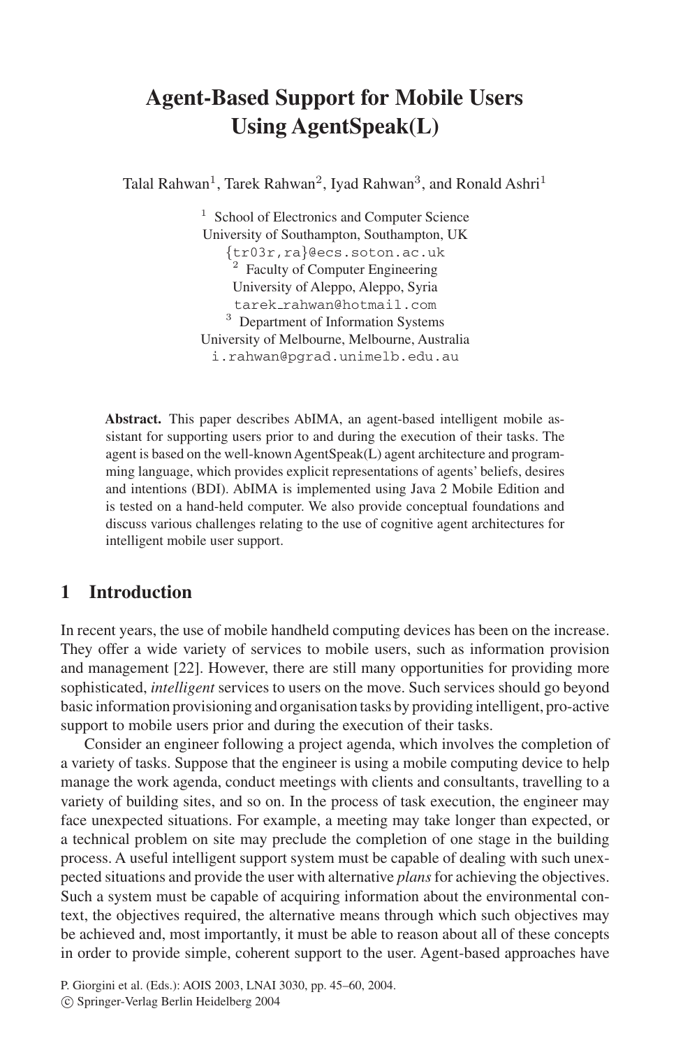# Agent-Based Support for Mobile Users Using AgentSpeak(L)

Talal Rahwan[1], Tarek Rahwan[2], Iyad Rahwan[3], and Ronald Ashri[1]

[1] School of Electronics and Computer Science
University of Southampton, Southampton, UK
{tr03r,ra}@ecs.soton.ac.uk

[2] Faculty of Computer Engineering
University of Aleppo, Aleppo, Syria
tarek_rahwan@hotmail.com

[3] Department of Information Systems
University of Melbourne, Melbourne, Australia
i.rahwan@pgrad.unimelb.edu.au

**Abstract.** This paper describes AbIMA, an agent-based intelligent mobile assistant for supporting users prior to and during the execution of their tasks. The agent is based on the well-known AgentSpeak(L) agent architecture and programming language, which provides explicit representations of agents' beliefs, desires and intentions (BDI). AbIMA is implemented using Java 2 Mobile Edition and is tested on a hand-held computer. We also provide conceptual foundations and discuss various challenges relating to the use of cognitive agent architectures for intelligent mobile user support.

## 1 Introduction

In recent years, the use of mobile handheld computing devices has been on the increase. They offer a wide variety of services to mobile users, such as information provision and management [22]. However, there are still many opportunities for providing more sophisticated, *intelligent* services to users on the move. Such services should go beyond basic information provisioning and organisation tasks by providing intelligent, pro-active support to mobile users prior and during the execution of their tasks.

Consider an engineer following a project agenda, which involves the completion of a variety of tasks. Suppose that the engineer is using a mobile computing device to help manage the work agenda, conduct meetings with clients and consultants, travelling to a variety of building sites, and so on. In the process of task execution, the engineer may face unexpected situations. For example, a meeting may take longer than expected, or a technical problem on site may preclude the completion of one stage in the building process. A useful intelligent support system must be capable of dealing with such unexpected situations and provide the user with alternative *plans* for achieving the objectives. Such a system must be capable of acquiring information about the environmental context, the objectives required, the alternative means through which such objectives may be achieved and, most importantly, it must be able to reason about all of these concepts in order to provide simple, coherent support to the user. Agent-based approaches have

P. Giorgini et al. (Eds.): AOIS 2003, LNAI 3030, pp. 45–60, 2004.
© Springer-Verlag Berlin Heidelberg 2004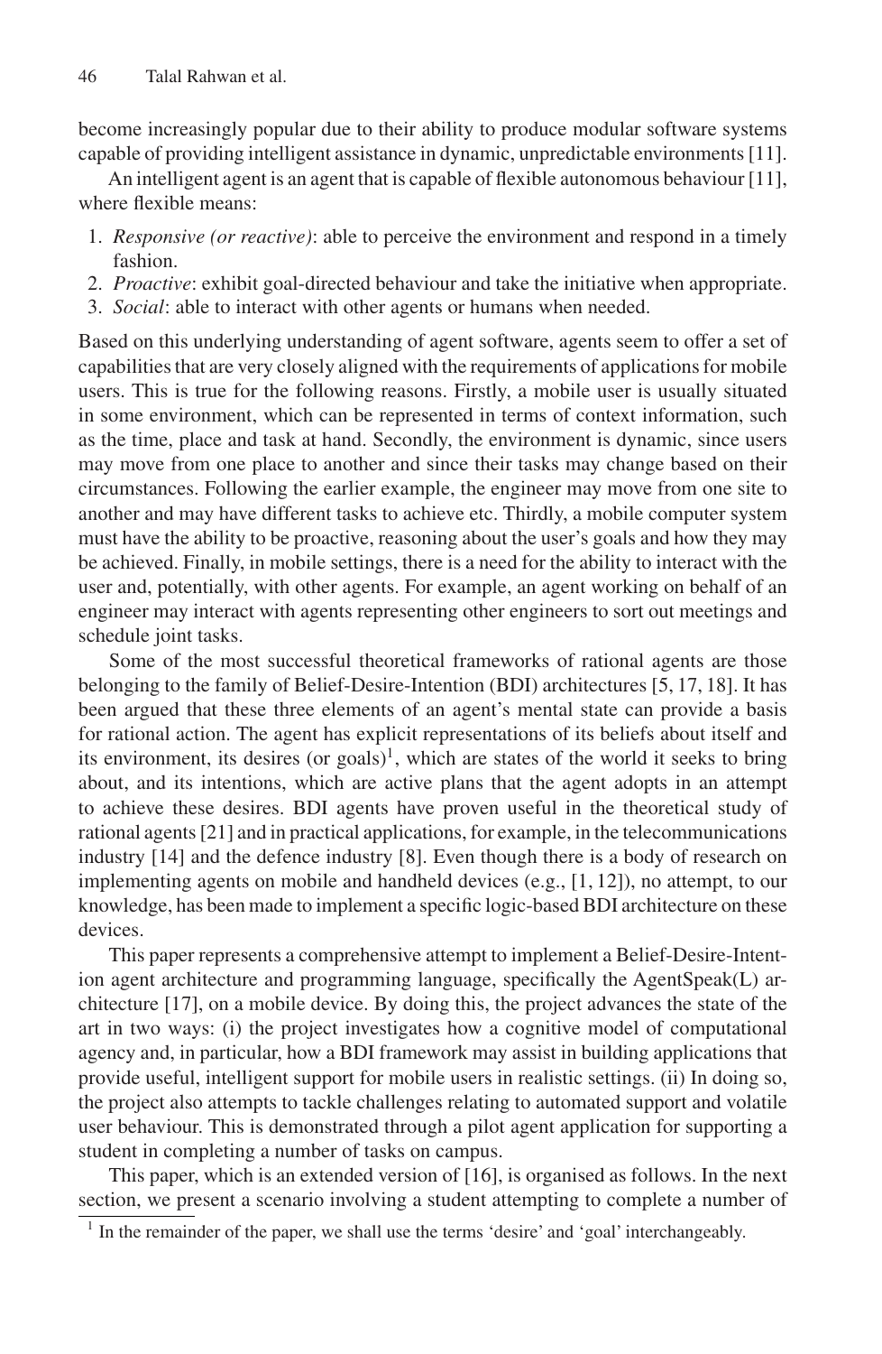become increasingly popular due to their ability to produce modular software systems capable of providing intelligent assistance in dynamic, unpredictable environments [11].

An intelligent agent is an agent that is capable of flexible autonomous behaviour [11], where flexible means:

1. *Responsive (or reactive)*: able to perceive the environment and respond in a timely fashion.
2. *Proactive*: exhibit goal-directed behaviour and take the initiative when appropriate.
3. *Social*: able to interact with other agents or humans when needed.

Based on this underlying understanding of agent software, agents seem to offer a set of capabilities that are very closely aligned with the requirements of applications for mobile users. This is true for the following reasons. Firstly, a mobile user is usually situated in some environment, which can be represented in terms of context information, such as the time, place and task at hand. Secondly, the environment is dynamic, since users may move from one place to another and since their tasks may change based on their circumstances. Following the earlier example, the engineer may move from one site to another and may have different tasks to achieve etc. Thirdly, a mobile computer system must have the ability to be proactive, reasoning about the user's goals and how they may be achieved. Finally, in mobile settings, there is a need for the ability to interact with the user and, potentially, with other agents. For example, an agent working on behalf of an engineer may interact with agents representing other engineers to sort out meetings and schedule joint tasks.

Some of the most successful theoretical frameworks of rational agents are those belonging to the family of Belief-Desire-Intention (BDI) architectures [5, 17, 18]. It has been argued that these three elements of an agent's mental state can provide a basis for rational action. The agent has explicit representations of its beliefs about itself and its environment, its desires (or goals)[1], which are states of the world it seeks to bring about, and its intentions, which are active plans that the agent adopts in an attempt to achieve these desires. BDI agents have proven useful in the theoretical study of rational agents [21] and in practical applications, for example, in the telecommunications industry [14] and the defence industry [8]. Even though there is a body of research on implementing agents on mobile and handheld devices (e.g., [1, 12]), no attempt, to our knowledge, has been made to implement a specific logic-based BDI architecture on these devices.

This paper represents a comprehensive attempt to implement a Belief-Desire-Intention agent architecture and programming language, specifically the AgentSpeak(L) architecture [17], on a mobile device. By doing this, the project advances the state of the art in two ways: (i) the project investigates how a cognitive model of computational agency and, in particular, how a BDI framework may assist in building applications that provide useful, intelligent support for mobile users in realistic settings. (ii) In doing so, the project also attempts to tackle challenges relating to automated support and volatile user behaviour. This is demonstrated through a pilot agent application for supporting a student in completing a number of tasks on campus.

This paper, which is an extended version of [16], is organised as follows. In the next section, we present a scenario involving a student attempting to complete a number of

[1] In the remainder of the paper, we shall use the terms 'desire' and 'goal' interchangeably.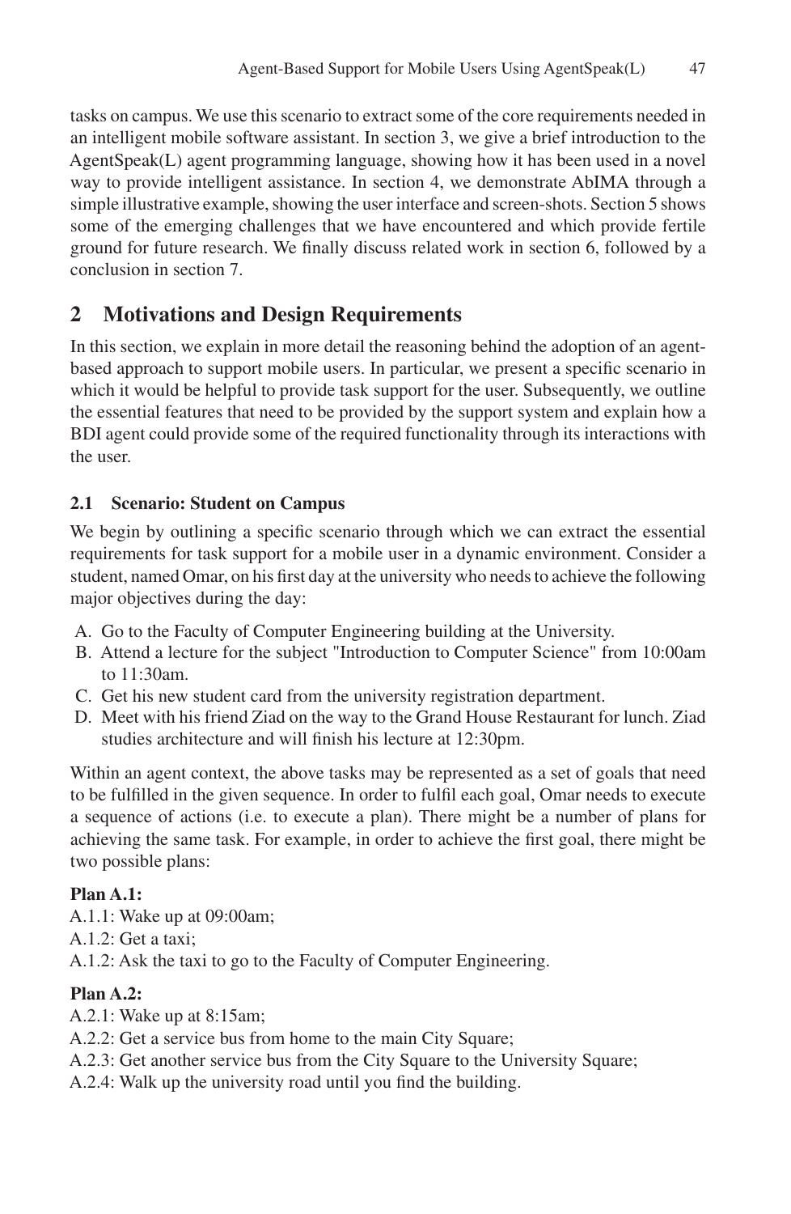tasks on campus. We use this scenario to extract some of the core requirements needed in an intelligent mobile software assistant. In section 3, we give a brief introduction to the AgentSpeak(L) agent programming language, showing how it has been used in a novel way to provide intelligent assistance. In section 4, we demonstrate AbIMA through a simple illustrative example, showing the user interface and screen-shots. Section 5 shows some of the emerging challenges that we have encountered and which provide fertile ground for future research. We finally discuss related work in section 6, followed by a conclusion in section 7.

## 2 Motivations and Design Requirements

In this section, we explain in more detail the reasoning behind the adoption of an agent-based approach to support mobile users. In particular, we present a specific scenario in which it would be helpful to provide task support for the user. Subsequently, we outline the essential features that need to be provided by the support system and explain how a BDI agent could provide some of the required functionality through its interactions with the user.

### 2.1 Scenario: Student on Campus

We begin by outlining a specific scenario through which we can extract the essential requirements for task support for a mobile user in a dynamic environment. Consider a student, named Omar, on his first day at the university who needs to achieve the following major objectives during the day:

A. Go to the Faculty of Computer Engineering building at the University.
B. Attend a lecture for the subject "Introduction to Computer Science" from 10:00am to 11:30am.
C. Get his new student card from the university registration department.
D. Meet with his friend Ziad on the way to the Grand House Restaurant for lunch. Ziad studies architecture and will finish his lecture at 12:30pm.

Within an agent context, the above tasks may be represented as a set of goals that need to be fulfilled in the given sequence. In order to fulfil each goal, Omar needs to execute a sequence of actions (i.e. to execute a plan). There might be a number of plans for achieving the same task. For example, in order to achieve the first goal, there might be two possible plans:

**Plan A.1:**
A.1.1: Wake up at 09:00am;
A.1.2: Get a taxi;
A.1.2: Ask the taxi to go to the Faculty of Computer Engineering.

**Plan A.2:**
A.2.1: Wake up at 8:15am;
A.2.2: Get a service bus from home to the main City Square;
A.2.3: Get another service bus from the City Square to the University Square;
A.2.4: Walk up the university road until you find the building.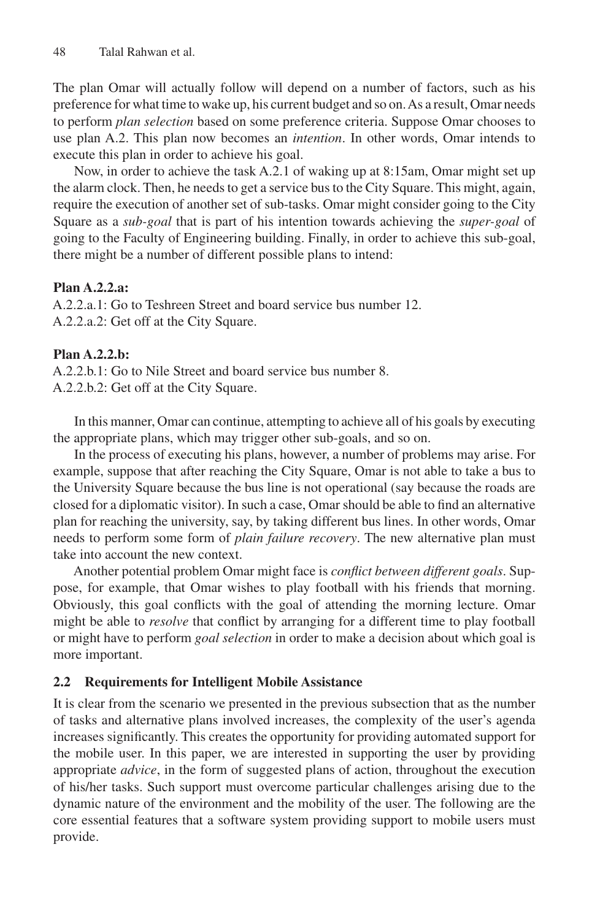The plan Omar will actually follow will depend on a number of factors, such as his preference for what time to wake up, his current budget and so on. As a result, Omar needs to perform *plan selection* based on some preference criteria. Suppose Omar chooses to use plan A.2. This plan now becomes an *intention*. In other words, Omar intends to execute this plan in order to achieve his goal.

Now, in order to achieve the task A.2.1 of waking up at 8:15am, Omar might set up the alarm clock. Then, he needs to get a service bus to the City Square. This might, again, require the execution of another set of sub-tasks. Omar might consider going to the City Square as a *sub-goal* that is part of his intention towards achieving the *super-goal* of going to the Faculty of Engineering building. Finally, in order to achieve this sub-goal, there might be a number of different possible plans to intend:

**Plan A.2.2.a:**
A.2.2.a.1: Go to Teshreen Street and board service bus number 12.
A.2.2.a.2: Get off at the City Square.

**Plan A.2.2.b:**
A.2.2.b.1: Go to Nile Street and board service bus number 8.
A.2.2.b.2: Get off at the City Square.

In this manner, Omar can continue, attempting to achieve all of his goals by executing the appropriate plans, which may trigger other sub-goals, and so on.

In the process of executing his plans, however, a number of problems may arise. For example, suppose that after reaching the City Square, Omar is not able to take a bus to the University Square because the bus line is not operational (say because the roads are closed for a diplomatic visitor). In such a case, Omar should be able to find an alternative plan for reaching the university, say, by taking different bus lines. In other words, Omar needs to perform some form of *plain failure recovery*. The new alternative plan must take into account the new context.

Another potential problem Omar might face is *conflict between different goals*. Suppose, for example, that Omar wishes to play football with his friends that morning. Obviously, this goal conflicts with the goal of attending the morning lecture. Omar might be able to *resolve* that conflict by arranging for a different time to play football or might have to perform *goal selection* in order to make a decision about which goal is more important.

### 2.2 Requirements for Intelligent Mobile Assistance

It is clear from the scenario we presented in the previous subsection that as the number of tasks and alternative plans involved increases, the complexity of the user's agenda increases significantly. This creates the opportunity for providing automated support for the mobile user. In this paper, we are interested in supporting the user by providing appropriate *advice*, in the form of suggested plans of action, throughout the execution of his/her tasks. Such support must overcome particular challenges arising due to the dynamic nature of the environment and the mobility of the user. The following are the core essential features that a software system providing support to mobile users must provide.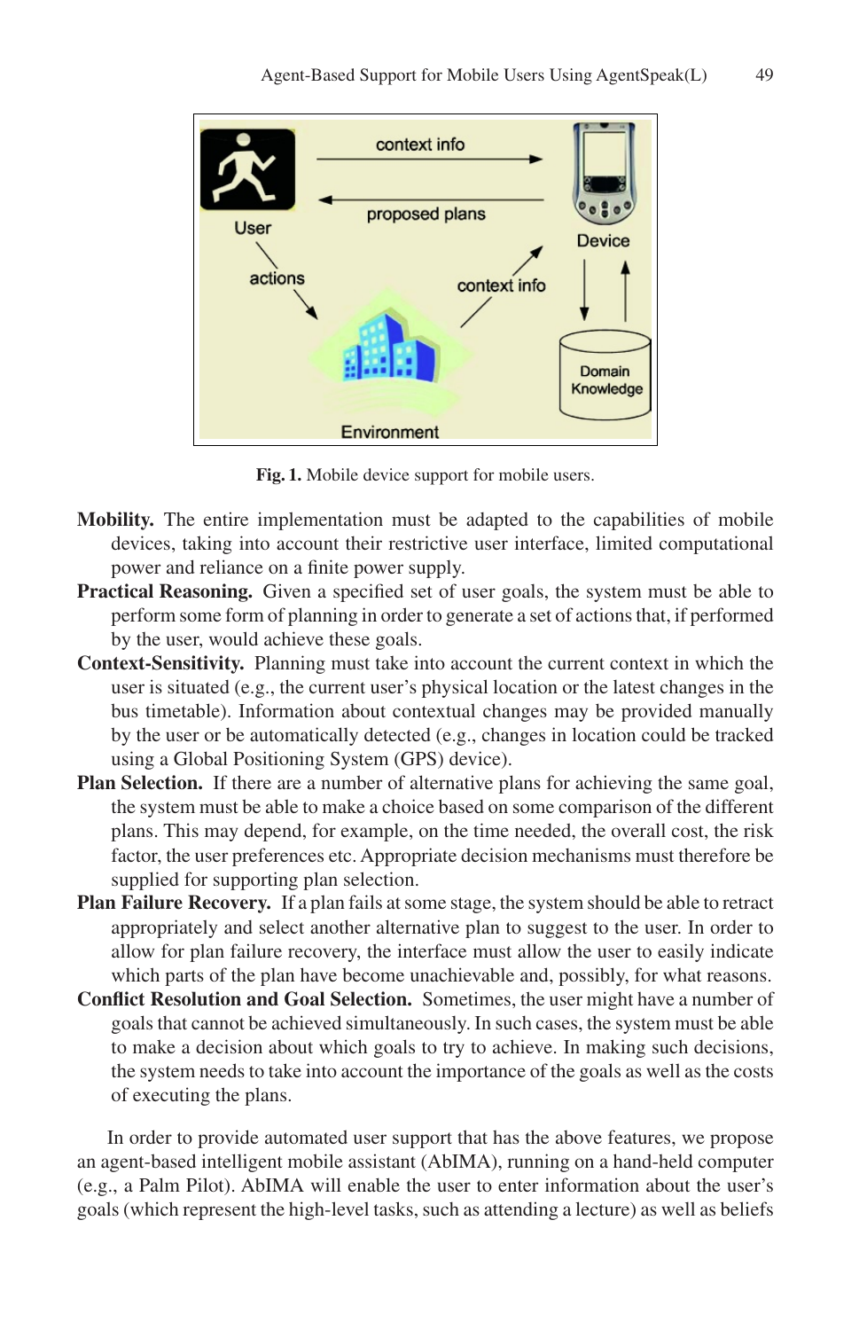User
context info
proposed plans
Device
actions
context info
Domain Knowledge
Environment

**Fig. 1.** Mobile device support for mobile users.

**Mobility.** The entire implementation must be adapted to the capabilities of mobile devices, taking into account their restrictive user interface, limited computational power and reliance on a finite power supply.

**Practical Reasoning.** Given a specified set of user goals, the system must be able to perform some form of planning in order to generate a set of actions that, if performed by the user, would achieve these goals.

**Context-Sensitivity.** Planning must take into account the current context in which the user is situated (e.g., the current user's physical location or the latest changes in the bus timetable). Information about contextual changes may be provided manually by the user or be automatically detected (e.g., changes in location could be tracked using a Global Positioning System (GPS) device).

**Plan Selection.** If there are a number of alternative plans for achieving the same goal, the system must be able to make a choice based on some comparison of the different plans. This may depend, for example, on the time needed, the overall cost, the risk factor, the user preferences etc. Appropriate decision mechanisms must therefore be supplied for supporting plan selection.

**Plan Failure Recovery.** If a plan fails at some stage, the system should be able to retract appropriately and select another alternative plan to suggest to the user. In order to allow for plan failure recovery, the interface must allow the user to easily indicate which parts of the plan have become unachievable and, possibly, for what reasons.

**Conflict Resolution and Goal Selection.** Sometimes, the user might have a number of goals that cannot be achieved simultaneously. In such cases, the system must be able to make a decision about which goals to try to achieve. In making such decisions, the system needs to take into account the importance of the goals as well as the costs of executing the plans.

In order to provide automated user support that has the above features, we propose an agent-based intelligent mobile assistant (AbIMA), running on a hand-held computer (e.g., a Palm Pilot). AbIMA will enable the user to enter information about the user's goals (which represent the high-level tasks, such as attending a lecture) as well as beliefs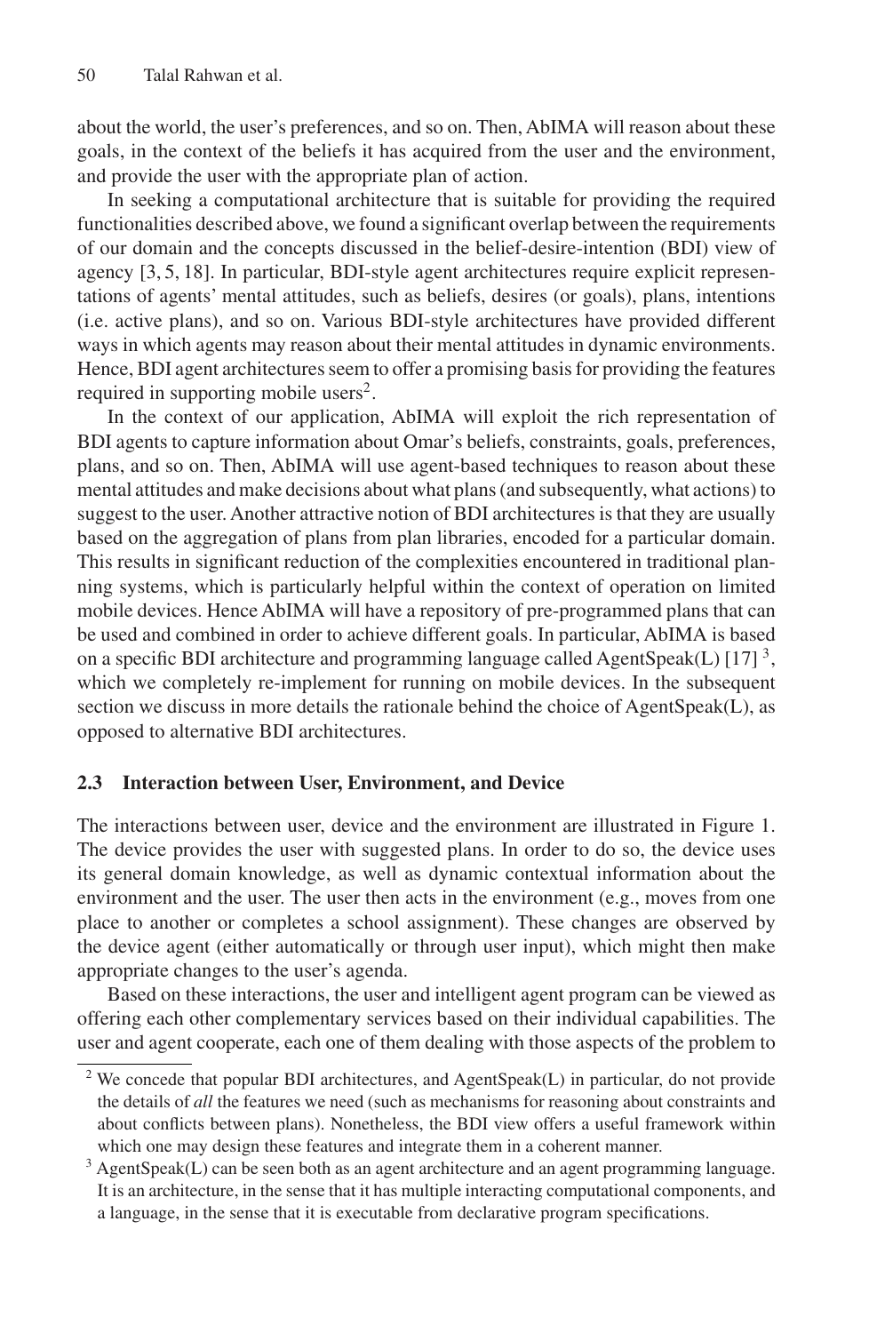about the world, the user's preferences, and so on. Then, AbIMA will reason about these goals, in the context of the beliefs it has acquired from the user and the environment, and provide the user with the appropriate plan of action.

In seeking a computational architecture that is suitable for providing the required functionalities described above, we found a significant overlap between the requirements of our domain and the concepts discussed in the belief-desire-intention (BDI) view of agency [3, 5, 18]. In particular, BDI-style agent architectures require explicit representations of agents' mental attitudes, such as beliefs, desires (or goals), plans, intentions (i.e. active plans), and so on. Various BDI-style architectures have provided different ways in which agents may reason about their mental attitudes in dynamic environments. Hence, BDI agent architectures seem to offer a promising basis for providing the features required in supporting mobile users[2].

In the context of our application, AbIMA will exploit the rich representation of BDI agents to capture information about Omar's beliefs, constraints, goals, preferences, plans, and so on. Then, AbIMA will use agent-based techniques to reason about these mental attitudes and make decisions about what plans (and subsequently, what actions) to suggest to the user. Another attractive notion of BDI architectures is that they are usually based on the aggregation of plans from plan libraries, encoded for a particular domain. This results in significant reduction of the complexities encountered in traditional planning systems, which is particularly helpful within the context of operation on limited mobile devices. Hence AbIMA will have a repository of pre-programmed plans that can be used and combined in order to achieve different goals. In particular, AbIMA is based on a specific BDI architecture and programming language called AgentSpeak(L) [17] [3], which we completely re-implement for running on mobile devices. In the subsequent section we discuss in more details the rationale behind the choice of AgentSpeak(L), as opposed to alternative BDI architectures.

### 2.3 Interaction between User, Environment, and Device

The interactions between user, device and the environment are illustrated in Figure 1. The device provides the user with suggested plans. In order to do so, the device uses its general domain knowledge, as well as dynamic contextual information about the environment and the user. The user then acts in the environment (e.g., moves from one place to another or completes a school assignment). These changes are observed by the device agent (either automatically or through user input), which might then make appropriate changes to the user's agenda.

Based on these interactions, the user and intelligent agent program can be viewed as offering each other complementary services based on their individual capabilities. The user and agent cooperate, each one of them dealing with those aspects of the problem to

[2] We concede that popular BDI architectures, and AgentSpeak(L) in particular, do not provide the details of *all* the features we need (such as mechanisms for reasoning about constraints and about conflicts between plans). Nonetheless, the BDI view offers a useful framework within which one may design these features and integrate them in a coherent manner.

[3] AgentSpeak(L) can be seen both as an agent architecture and an agent programming language. It is an architecture, in the sense that it has multiple interacting computational components, and a language, in the sense that it is executable from declarative program specifications.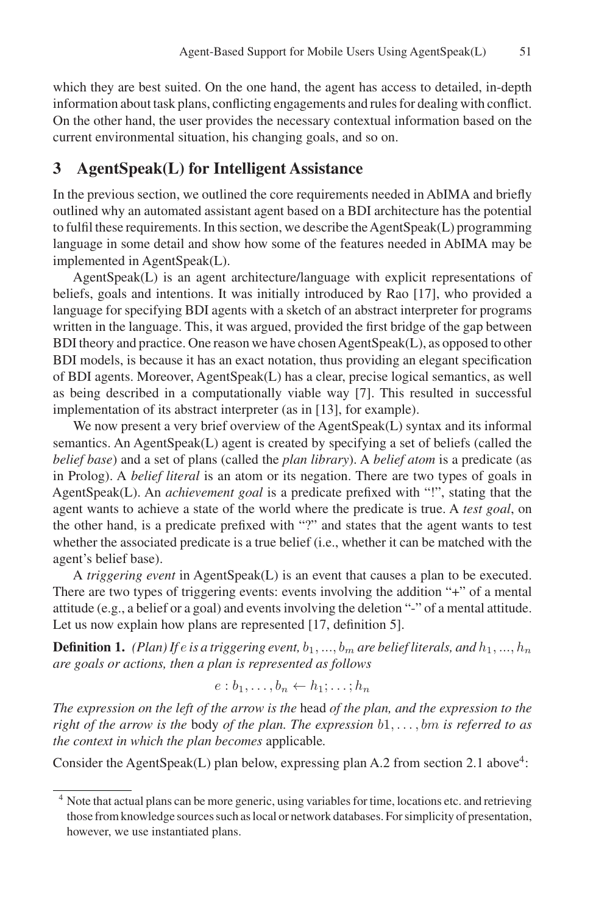which they are best suited. On the one hand, the agent has access to detailed, in-depth information about task plans, conflicting engagements and rules for dealing with conflict. On the other hand, the user provides the necessary contextual information based on the current environmental situation, his changing goals, and so on.

## 3 AgentSpeak(L) for Intelligent Assistance

In the previous section, we outlined the core requirements needed in AbIMA and briefly outlined why an automated assistant agent based on a BDI architecture has the potential to fulfil these requirements. In this section, we describe the AgentSpeak(L) programming language in some detail and show how some of the features needed in AbIMA may be implemented in AgentSpeak(L).

AgentSpeak(L) is an agent architecture/language with explicit representations of beliefs, goals and intentions. It was initially introduced by Rao [17], who provided a language for specifying BDI agents with a sketch of an abstract interpreter for programs written in the language. This, it was argued, provided the first bridge of the gap between BDI theory and practice. One reason we have chosen AgentSpeak(L), as opposed to other BDI models, is because it has an exact notation, thus providing an elegant specification of BDI agents. Moreover, AgentSpeak(L) has a clear, precise logical semantics, as well as being described in a computationally viable way [7]. This resulted in successful implementation of its abstract interpreter (as in [13], for example).

We now present a very brief overview of the AgentSpeak(L) syntax and its informal semantics. An AgentSpeak(L) agent is created by specifying a set of beliefs (called the *belief base*) and a set of plans (called the *plan library*). A *belief atom* is a predicate (as in Prolog). A *belief literal* is an atom or its negation. There are two types of goals in AgentSpeak(L). An *achievement goal* is a predicate prefixed with "!", stating that the agent wants to achieve a state of the world where the predicate is true. A *test goal*, on the other hand, is a predicate prefixed with "?" and states that the agent wants to test whether the associated predicate is a true belief (i.e., whether it can be matched with the agent's belief base).

A *triggering event* in AgentSpeak(L) is an event that causes a plan to be executed. There are two types of triggering events: events involving the addition "+" of a mental attitude (e.g., a belief or a goal) and events involving the deletion "-" of a mental attitude. Let us now explain how plans are represented [17, definition 5].

**Definition 1.** *(Plan) If $e$ is a triggering event, $b_1, ..., b_m$ are belief literals, and $h_1, ..., h_n$ are goals or actions, then a plan is represented as follows*

$$e : b_1, \ldots, b_n \leftarrow h_1; \ldots; h_n$$

*The expression on the left of the arrow is the* head *of the plan, and the expression to the right of the arrow is the* body *of the plan. The expression $b1, \ldots, bm$ is referred to as the context in which the plan becomes* applicable*.*

Consider the AgentSpeak(L) plan below, expressing plan A.2 from section 2.1 above[4]:

[4] Note that actual plans can be more generic, using variables for time, locations etc. and retrieving those from knowledge sources such as local or network databases. For simplicity of presentation, however, we use instantiated plans.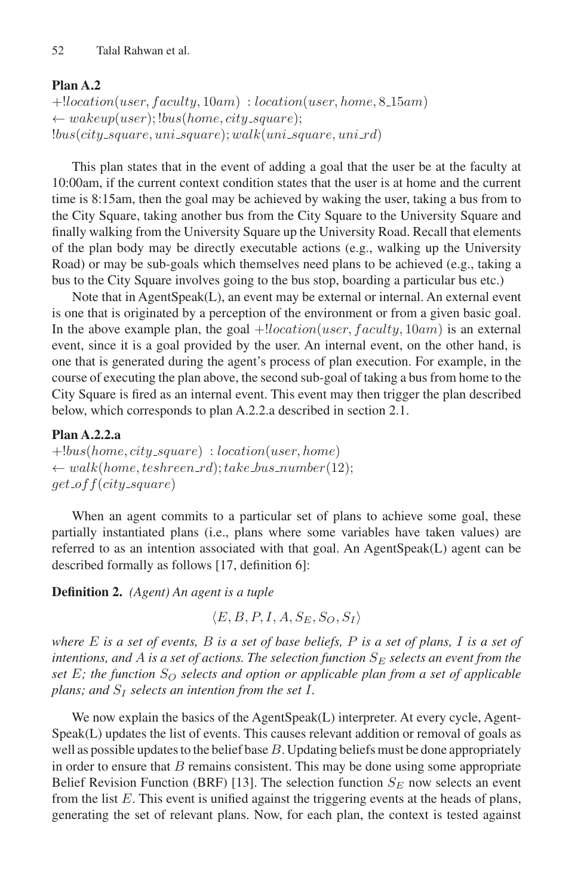**Plan A.2**

$+!location(user, faculty, 10am)\ : location(user, home, 8\_15am)$
$\leftarrow wakeup(user); !bus(home, city\_square);$
$!bus(city\_square, uni\_square); walk(uni\_square, uni\_rd)$

This plan states that in the event of adding a goal that the user be at the faculty at 10:00am, if the current context condition states that the user is at home and the current time is 8:15am, then the goal may be achieved by waking the user, taking a bus from to the City Square, taking another bus from the City Square to the University Square and finally walking from the University Square up the University Road. Recall that elements of the plan body may be directly executable actions (e.g., walking up the University Road) or may be sub-goals which themselves need plans to be achieved (e.g., taking a bus to the City Square involves going to the bus stop, boarding a particular bus etc.)

Note that in AgentSpeak(L), an event may be external or internal. An external event is one that is originated by a perception of the environment or from a given basic goal. In the above example plan, the goal $+!location(user, faculty, 10am)$ is an external event, since it is a goal provided by the user. An internal event, on the other hand, is one that is generated during the agent's process of plan execution. For example, in the course of executing the plan above, the second sub-goal of taking a bus from home to the City Square is fired as an internal event. This event may then trigger the plan described below, which corresponds to plan A.2.2.a described in section 2.1.

**Plan A.2.2.a**

$+!bus(home, city\_square)\ : location(user, home)$
$\leftarrow walk(home, teshreen\_rd); take\_bus\_number(12);$
$get\_off(city\_square)$

When an agent commits to a particular set of plans to achieve some goal, these partially instantiated plans (i.e., plans where some variables have taken values) are referred to as an intention associated with that goal. An AgentSpeak(L) agent can be described formally as follows [17, definition 6]:

**Definition 2.** *(Agent) An agent is a tuple*

$$\langle E, B, P, I, A, S_E, S_O, S_I \rangle$$

*where $E$ is a set of events, $B$ is a set of base beliefs, $P$ is a set of plans, $I$ is a set of intentions, and $A$ is a set of actions. The selection function $S_E$ selects an event from the set $E$; the function $S_O$ selects and option or applicable plan from a set of applicable plans; and $S_I$ selects an intention from the set $I$.*

We now explain the basics of the AgentSpeak(L) interpreter. At every cycle, AgentSpeak(L) updates the list of events. This causes relevant addition or removal of goals as well as possible updates to the belief base $B$. Updating beliefs must be done appropriately in order to ensure that $B$ remains consistent. This may be done using some appropriate Belief Revision Function (BRF) [13]. The selection function $S_E$ now selects an event from the list $E$. This event is unified against the triggering events at the heads of plans, generating the set of relevant plans. Now, for each plan, the context is tested against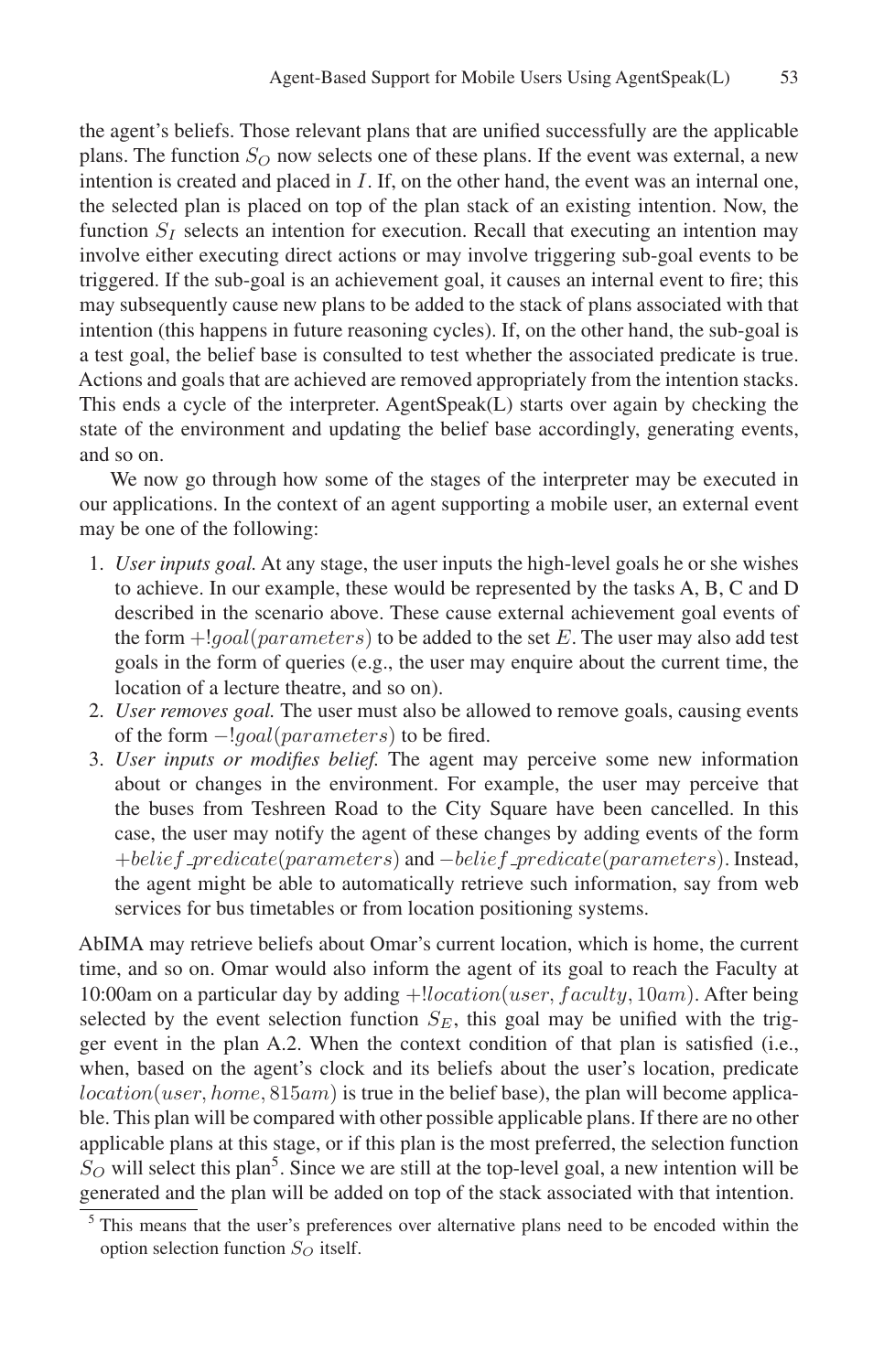the agent's beliefs. Those relevant plans that are unified successfully are the applicable plans. The function $S_O$ now selects one of these plans. If the event was external, a new intention is created and placed in $I$. If, on the other hand, the event was an internal one, the selected plan is placed on top of the plan stack of an existing intention. Now, the function $S_I$ selects an intention for execution. Recall that executing an intention may involve either executing direct actions or may involve triggering sub-goal events to be triggered. If the sub-goal is an achievement goal, it causes an internal event to fire; this may subsequently cause new plans to be added to the stack of plans associated with that intention (this happens in future reasoning cycles). If, on the other hand, the sub-goal is a test goal, the belief base is consulted to test whether the associated predicate is true. Actions and goals that are achieved are removed appropriately from the intention stacks. This ends a cycle of the interpreter. AgentSpeak(L) starts over again by checking the state of the environment and updating the belief base accordingly, generating events, and so on.

We now go through how some of the stages of the interpreter may be executed in our applications. In the context of an agent supporting a mobile user, an external event may be one of the following:

1. *User inputs goal.* At any stage, the user inputs the high-level goals he or she wishes to achieve. In our example, these would be represented by the tasks A, B, C and D described in the scenario above. These cause external achievement goal events of the form $+!goal(parameters)$ to be added to the set $E$. The user may also add test goals in the form of queries (e.g., the user may enquire about the current time, the location of a lecture theatre, and so on).
2. *User removes goal.* The user must also be allowed to remove goals, causing events of the form $-!goal(parameters)$ to be fired.
3. *User inputs or modifies belief.* The agent may perceive some new information about or changes in the environment. For example, the user may perceive that the buses from Teshreen Road to the City Square have been cancelled. In this case, the user may notify the agent of these changes by adding events of the form $+belief\_predicate(parameters)$ and $-belief\_predicate(parameters)$. Instead, the agent might be able to automatically retrieve such information, say from web services for bus timetables or from location positioning systems.

AbIMA may retrieve beliefs about Omar's current location, which is home, the current time, and so on. Omar would also inform the agent of its goal to reach the Faculty at 10:00am on a particular day by adding $+!location(user, faculty, 10am)$. After being selected by the event selection function $S_E$, this goal may be unified with the trigger event in the plan A.2. When the context condition of that plan is satisfied (i.e., when, based on the agent's clock and its beliefs about the user's location, predicate $location(user, home, 815am)$ is true in the belief base), the plan will become applicable. This plan will be compared with other possible applicable plans. If there are no other applicable plans at this stage, or if this plan is the most preferred, the selection function $S_O$ will select this plan[5]. Since we are still at the top-level goal, a new intention will be generated and the plan will be added on top of the stack associated with that intention.

[5] This means that the user's preferences over alternative plans need to be encoded within the option selection function $S_O$ itself.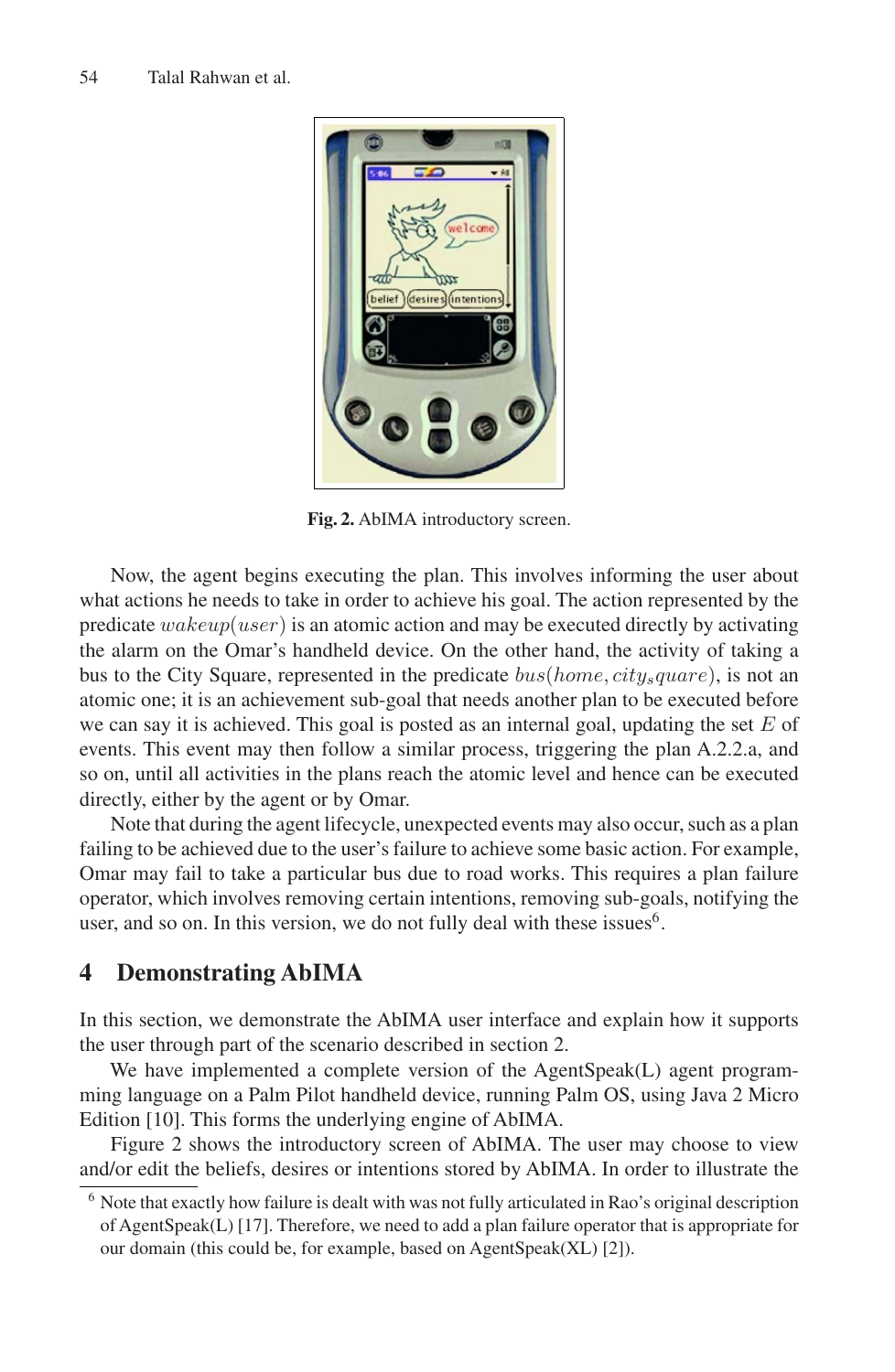Fig. 2. AbIMA introductory screen.

Now, the agent begins executing the plan. This involves informing the user about what actions he needs to take in order to achieve his goal. The action represented by the predicate $wakeup(user)$ is an atomic action and may be executed directly by activating the alarm on the Omar's handheld device. On the other hand, the activity of taking a bus to the City Square, represented in the predicate $bus(home, city_square)$, is not an atomic one; it is an achievement sub-goal that needs another plan to be executed before we can say it is achieved. This goal is posted as an internal goal, updating the set $E$ of events. This event may then follow a similar process, triggering the plan A.2.2.a, and so on, until all activities in the plans reach the atomic level and hence can be executed directly, either by the agent or by Omar.

Note that during the agent lifecycle, unexpected events may also occur, such as a plan failing to be achieved due to the user's failure to achieve some basic action. For example, Omar may fail to take a particular bus due to road works. This requires a plan failure operator, which involves removing certain intentions, removing sub-goals, notifying the user, and so on. In this version, we do not fully deal with these issues[6].

## 4 Demonstrating AbIMA

In this section, we demonstrate the AbIMA user interface and explain how it supports the user through part of the scenario described in section 2.

We have implemented a complete version of the AgentSpeak(L) agent programming language on a Palm Pilot handheld device, running Palm OS, using Java 2 Micro Edition [10]. This forms the underlying engine of AbIMA.

Figure 2 shows the introductory screen of AbIMA. The user may choose to view and/or edit the beliefs, desires or intentions stored by AbIMA. In order to illustrate the

[6] Note that exactly how failure is dealt with was not fully articulated in Rao's original description of AgentSpeak(L) [17]. Therefore, we need to add a plan failure operator that is appropriate for our domain (this could be, for example, based on AgentSpeak(XL) [2]).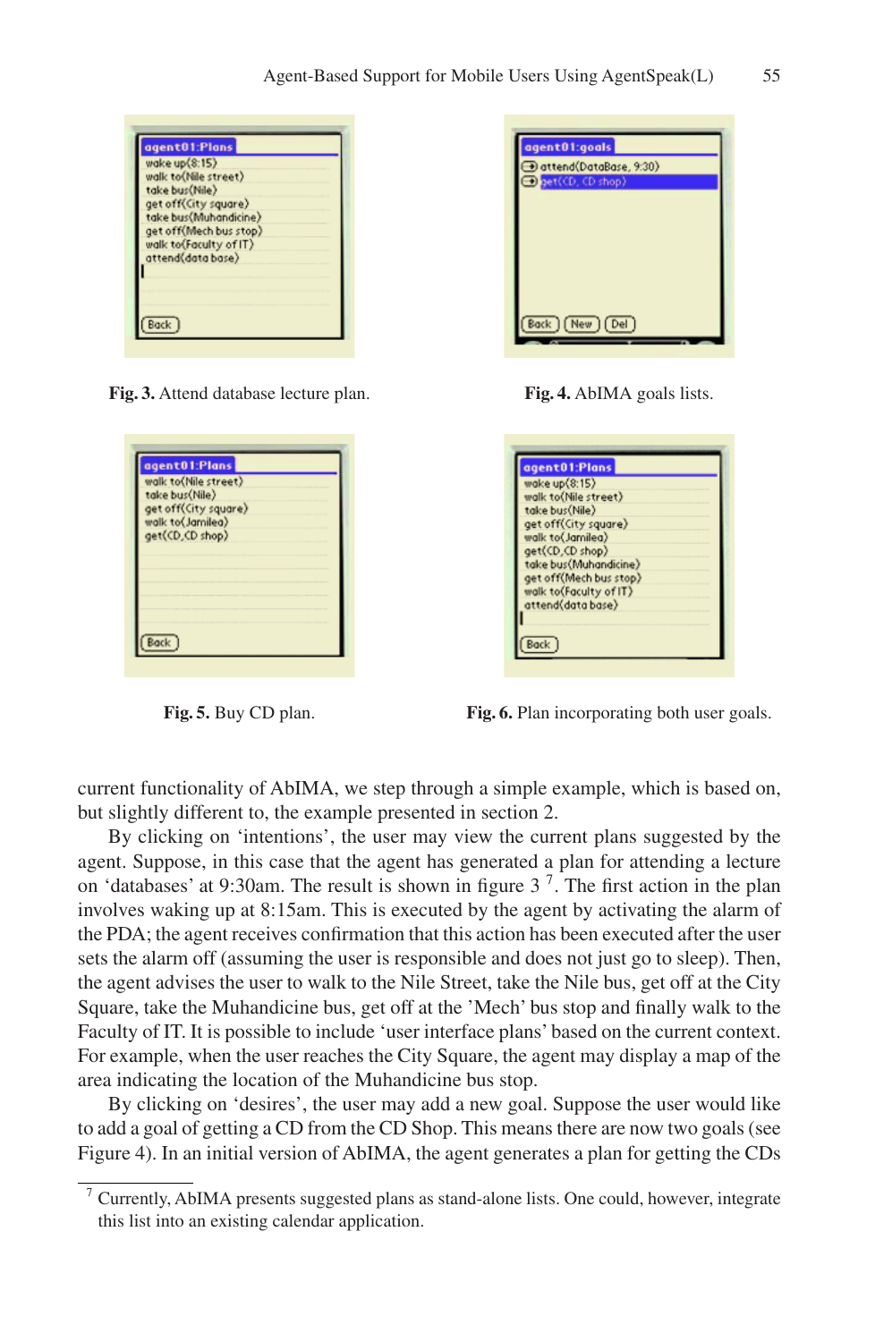Fig. 3. Attend database lecture plan.

Fig. 4. AbIMA goals lists.

Fig. 5. Buy CD plan.

Fig. 6. Plan incorporating both user goals.

current functionality of AbIMA, we step through a simple example, which is based on, but slightly different to, the example presented in section 2.

By clicking on 'intentions', the user may view the current plans suggested by the agent. Suppose, in this case that the agent has generated a plan for attending a lecture on 'databases' at 9:30am. The result is shown in figure 3 [7]. The first action in the plan involves waking up at 8:15am. This is executed by the agent by activating the alarm of the PDA; the agent receives confirmation that this action has been executed after the user sets the alarm off (assuming the user is responsible and does not just go to sleep). Then, the agent advises the user to walk to the Nile Street, take the Nile bus, get off at the City Square, take the Muhandicine bus, get off at the 'Mech' bus stop and finally walk to the Faculty of IT. It is possible to include 'user interface plans' based on the current context. For example, when the user reaches the City Square, the agent may display a map of the area indicating the location of the Muhandicine bus stop.

By clicking on 'desires', the user may add a new goal. Suppose the user would like to add a goal of getting a CD from the CD Shop. This means there are now two goals (see Figure 4). In an initial version of AbIMA, the agent generates a plan for getting the CDs

[7] Currently, AbIMA presents suggested plans as stand-alone lists. One could, however, integrate this list into an existing calendar application.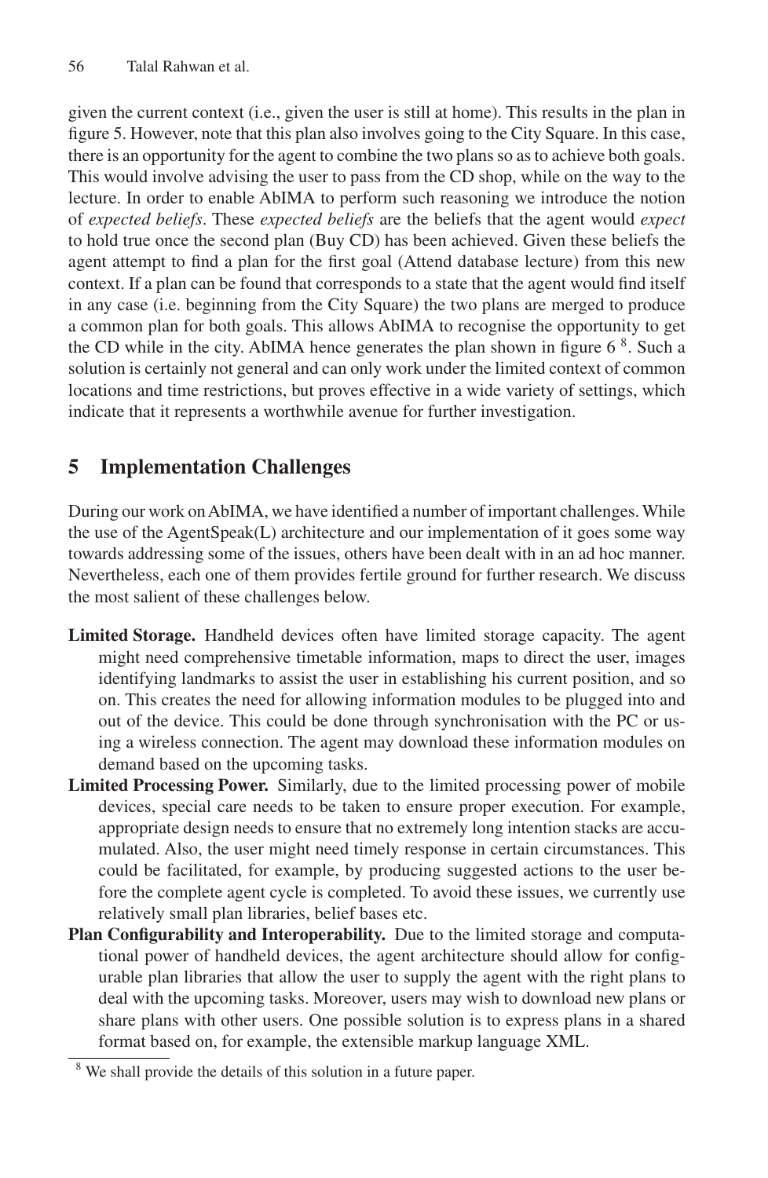given the current context (i.e., given the user is still at home). This results in the plan in figure 5. However, note that this plan also involves going to the City Square. In this case, there is an opportunity for the agent to combine the two plans so as to achieve both goals. This would involve advising the user to pass from the CD shop, while on the way to the lecture. In order to enable AbIMA to perform such reasoning we introduce the notion of *expected beliefs*. These *expected beliefs* are the beliefs that the agent would *expect* to hold true once the second plan (Buy CD) has been achieved. Given these beliefs the agent attempt to find a plan for the first goal (Attend database lecture) from this new context. If a plan can be found that corresponds to a state that the agent would find itself in any case (i.e. beginning from the City Square) the two plans are merged to produce a common plan for both goals. This allows AbIMA to recognise the opportunity to get the CD while in the city. AbIMA hence generates the plan shown in figure 6 [8]. Such a solution is certainly not general and can only work under the limited context of common locations and time restrictions, but proves effective in a wide variety of settings, which indicate that it represents a worthwhile avenue for further investigation.

## 5 Implementation Challenges

During our work on AbIMA, we have identified a number of important challenges. While the use of the AgentSpeak(L) architecture and our implementation of it goes some way towards addressing some of the issues, others have been dealt with in an ad hoc manner. Nevertheless, each one of them provides fertile ground for further research. We discuss the most salient of these challenges below.

- **Limited Storage.** Handheld devices often have limited storage capacity. The agent might need comprehensive timetable information, maps to direct the user, images identifying landmarks to assist the user in establishing his current position, and so on. This creates the need for allowing information modules to be plugged into and out of the device. This could be done through synchronisation with the PC or using a wireless connection. The agent may download these information modules on demand based on the upcoming tasks.
- **Limited Processing Power.** Similarly, due to the limited processing power of mobile devices, special care needs to be taken to ensure proper execution. For example, appropriate design needs to ensure that no extremely long intention stacks are accumulated. Also, the user might need timely response in certain circumstances. This could be facilitated, for example, by producing suggested actions to the user before the complete agent cycle is completed. To avoid these issues, we currently use relatively small plan libraries, belief bases etc.
- **Plan Configurability and Interoperability.** Due to the limited storage and computational power of handheld devices, the agent architecture should allow for configurable plan libraries that allow the user to supply the agent with the right plans to deal with the upcoming tasks. Moreover, users may wish to download new plans or share plans with other users. One possible solution is to express plans in a shared format based on, for example, the extensible markup language XML.

[8] We shall provide the details of this solution in a future paper.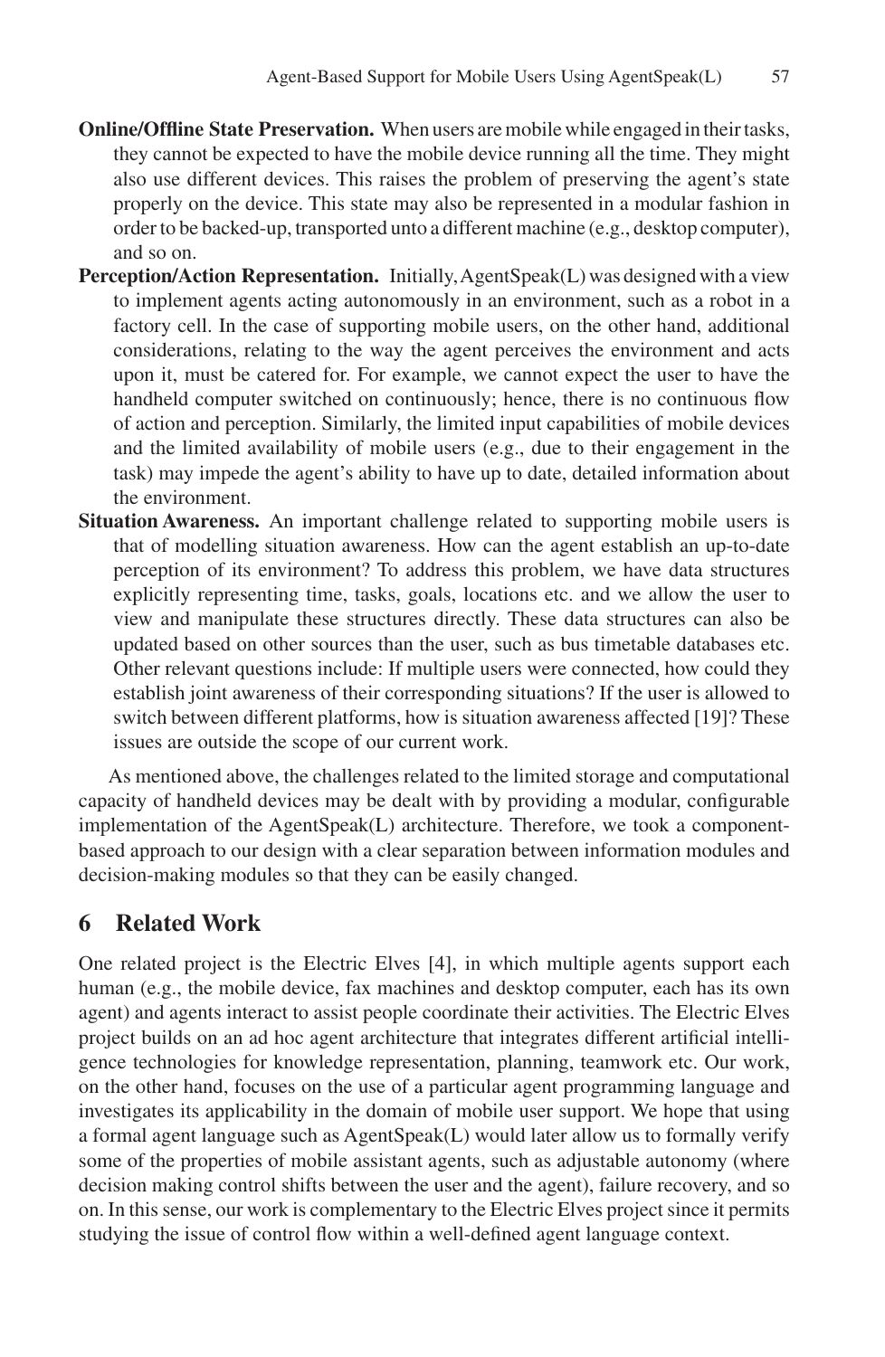**Online/Offline State Preservation.** When users are mobile while engaged in their tasks, they cannot be expected to have the mobile device running all the time. They might also use different devices. This raises the problem of preserving the agent's state properly on the device. This state may also be represented in a modular fashion in order to be backed-up, transported unto a different machine (e.g., desktop computer), and so on.

**Perception/Action Representation.** Initially, AgentSpeak(L) was designed with a view to implement agents acting autonomously in an environment, such as a robot in a factory cell. In the case of supporting mobile users, on the other hand, additional considerations, relating to the way the agent perceives the environment and acts upon it, must be catered for. For example, we cannot expect the user to have the handheld computer switched on continuously; hence, there is no continuous flow of action and perception. Similarly, the limited input capabilities of mobile devices and the limited availability of mobile users (e.g., due to their engagement in the task) may impede the agent's ability to have up to date, detailed information about the environment.

**Situation Awareness.** An important challenge related to supporting mobile users is that of modelling situation awareness. How can the agent establish an up-to-date perception of its environment? To address this problem, we have data structures explicitly representing time, tasks, goals, locations etc. and we allow the user to view and manipulate these structures directly. These data structures can also be updated based on other sources than the user, such as bus timetable databases etc. Other relevant questions include: If multiple users were connected, how could they establish joint awareness of their corresponding situations? If the user is allowed to switch between different platforms, how is situation awareness affected [19]? These issues are outside the scope of our current work.

As mentioned above, the challenges related to the limited storage and computational capacity of handheld devices may be dealt with by providing a modular, configurable implementation of the AgentSpeak(L) architecture. Therefore, we took a component-based approach to our design with a clear separation between information modules and decision-making modules so that they can be easily changed.

## 6 Related Work

One related project is the Electric Elves [4], in which multiple agents support each human (e.g., the mobile device, fax machines and desktop computer, each has its own agent) and agents interact to assist people coordinate their activities. The Electric Elves project builds on an ad hoc agent architecture that integrates different artificial intelligence technologies for knowledge representation, planning, teamwork etc. Our work, on the other hand, focuses on the use of a particular agent programming language and investigates its applicability in the domain of mobile user support. We hope that using a formal agent language such as AgentSpeak(L) would later allow us to formally verify some of the properties of mobile assistant agents, such as adjustable autonomy (where decision making control shifts between the user and the agent), failure recovery, and so on. In this sense, our work is complementary to the Electric Elves project since it permits studying the issue of control flow within a well-defined agent language context.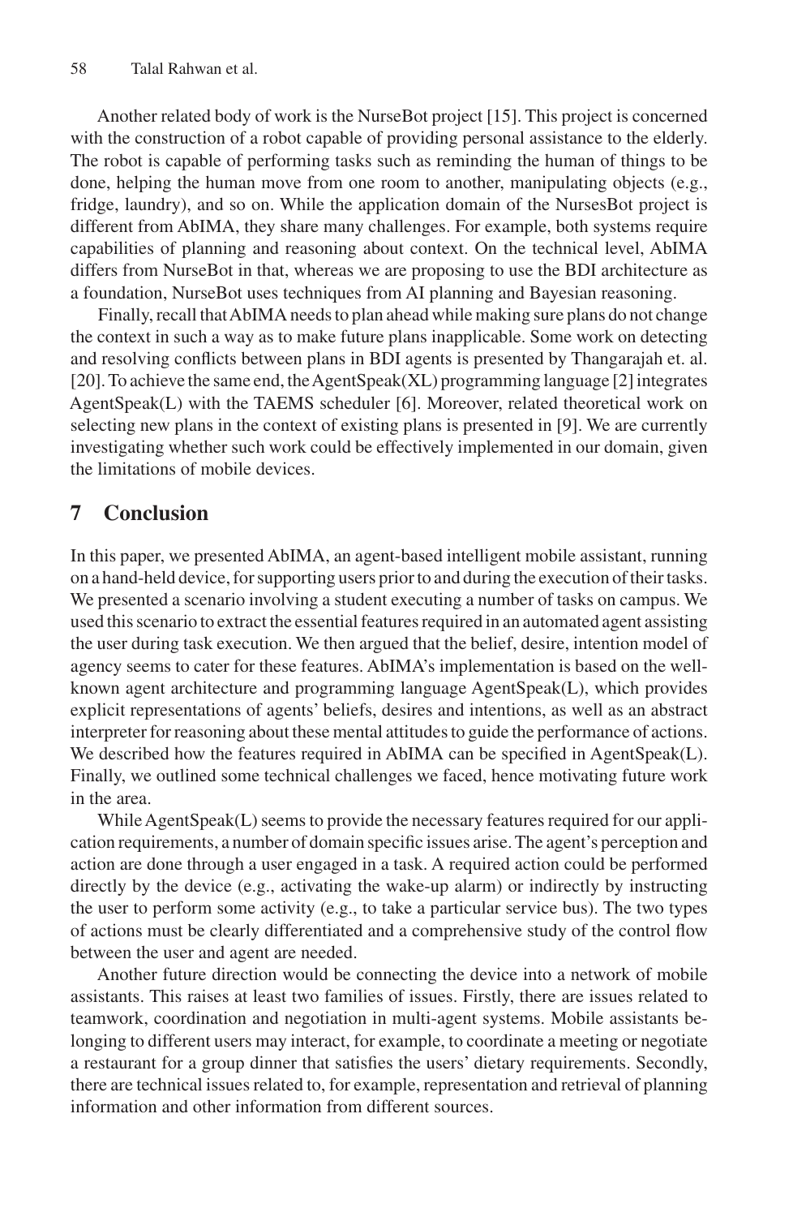Another related body of work is the NurseBot project [15]. This project is concerned with the construction of a robot capable of providing personal assistance to the elderly. The robot is capable of performing tasks such as reminding the human of things to be done, helping the human move from one room to another, manipulating objects (e.g., fridge, laundry), and so on. While the application domain of the NursesBot project is different from AbIMA, they share many challenges. For example, both systems require capabilities of planning and reasoning about context. On the technical level, AbIMA differs from NurseBot in that, whereas we are proposing to use the BDI architecture as a foundation, NurseBot uses techniques from AI planning and Bayesian reasoning.

Finally, recall that AbIMA needs to plan ahead while making sure plans do not change the context in such a way as to make future plans inapplicable. Some work on detecting and resolving conflicts between plans in BDI agents is presented by Thangarajah et. al. [20]. To achieve the same end, the AgentSpeak(XL) programming language [2] integrates AgentSpeak(L) with the TAEMS scheduler [6]. Moreover, related theoretical work on selecting new plans in the context of existing plans is presented in [9]. We are currently investigating whether such work could be effectively implemented in our domain, given the limitations of mobile devices.

## 7 Conclusion

In this paper, we presented AbIMA, an agent-based intelligent mobile assistant, running on a hand-held device, for supporting users prior to and during the execution of their tasks. We presented a scenario involving a student executing a number of tasks on campus. We used this scenario to extract the essential features required in an automated agent assisting the user during task execution. We then argued that the belief, desire, intention model of agency seems to cater for these features. AbIMA's implementation is based on the well-known agent architecture and programming language AgentSpeak(L), which provides explicit representations of agents' beliefs, desires and intentions, as well as an abstract interpreter for reasoning about these mental attitudes to guide the performance of actions. We described how the features required in AbIMA can be specified in AgentSpeak(L). Finally, we outlined some technical challenges we faced, hence motivating future work in the area.

While AgentSpeak(L) seems to provide the necessary features required for our application requirements, a number of domain specific issues arise. The agent's perception and action are done through a user engaged in a task. A required action could be performed directly by the device (e.g., activating the wake-up alarm) or indirectly by instructing the user to perform some activity (e.g., to take a particular service bus). The two types of actions must be clearly differentiated and a comprehensive study of the control flow between the user and agent are needed.

Another future direction would be connecting the device into a network of mobile assistants. This raises at least two families of issues. Firstly, there are issues related to teamwork, coordination and negotiation in multi-agent systems. Mobile assistants belonging to different users may interact, for example, to coordinate a meeting or negotiate a restaurant for a group dinner that satisfies the users' dietary requirements. Secondly, there are technical issues related to, for example, representation and retrieval of planning information and other information from different sources.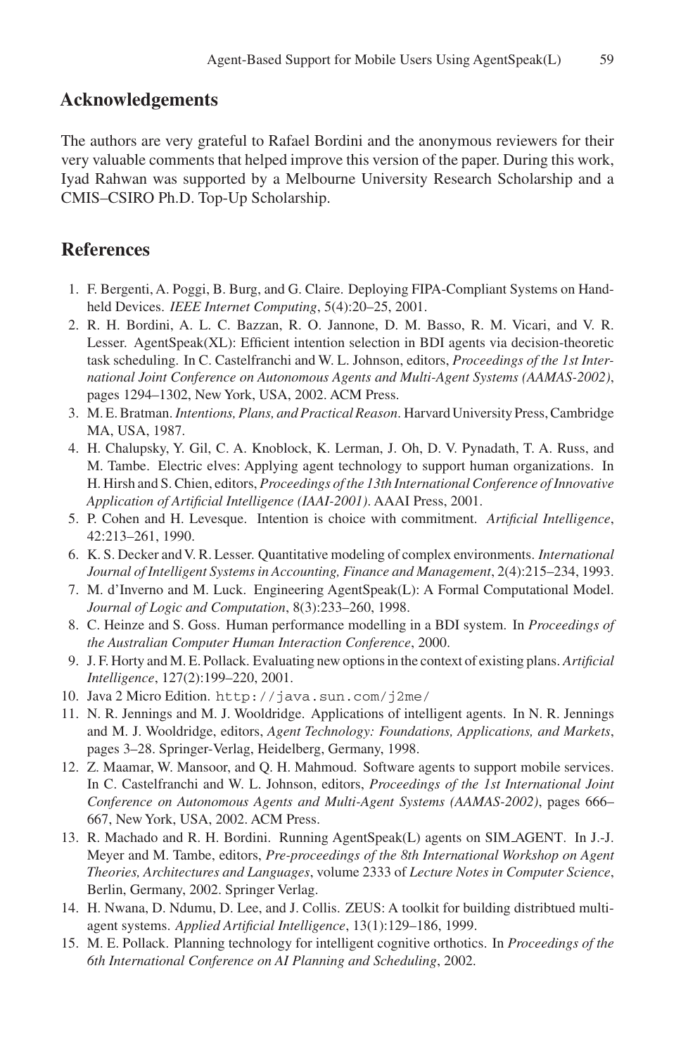## Acknowledgements

The authors are very grateful to Rafael Bordini and the anonymous reviewers for their very valuable comments that helped improve this version of the paper. During this work, Iyad Rahwan was supported by a Melbourne University Research Scholarship and a CMIS–CSIRO Ph.D. Top-Up Scholarship.

## References

1. F. Bergenti, A. Poggi, B. Burg, and G. Claire. Deploying FIPA-Compliant Systems on Handheld Devices. *IEEE Internet Computing*, 5(4):20–25, 2001.
2. R. H. Bordini, A. L. C. Bazzan, R. O. Jannone, D. M. Basso, R. M. Vicari, and V. R. Lesser. AgentSpeak(XL): Efficient intention selection in BDI agents via decision-theoretic task scheduling. In C. Castelfranchi and W. L. Johnson, editors, *Proceedings of the 1st International Joint Conference on Autonomous Agents and Multi-Agent Systems (AAMAS-2002)*, pages 1294–1302, New York, USA, 2002. ACM Press.
3. M. E. Bratman. *Intentions, Plans, and Practical Reason*. Harvard University Press, Cambridge MA, USA, 1987.
4. H. Chalupsky, Y. Gil, C. A. Knoblock, K. Lerman, J. Oh, D. V. Pynadath, T. A. Russ, and M. Tambe. Electric elves: Applying agent technology to support human organizations. In H. Hirsh and S. Chien, editors, *Proceedings of the 13th International Conference of Innovative Application of Artificial Intelligence (IAAI-2001)*. AAAI Press, 2001.
5. P. Cohen and H. Levesque. Intention is choice with commitment. *Artificial Intelligence*, 42:213–261, 1990.
6. K. S. Decker and V. R. Lesser. Quantitative modeling of complex environments. *International Journal of Intelligent Systems in Accounting, Finance and Management*, 2(4):215–234, 1993.
7. M. d'Inverno and M. Luck. Engineering AgentSpeak(L): A Formal Computational Model. *Journal of Logic and Computation*, 8(3):233–260, 1998.
8. C. Heinze and S. Goss. Human performance modelling in a BDI system. In *Proceedings of the Australian Computer Human Interaction Conference*, 2000.
9. J. F. Horty and M. E. Pollack. Evaluating new options in the context of existing plans. *Artificial Intelligence*, 127(2):199–220, 2001.
10. Java 2 Micro Edition. `http://java.sun.com/j2me/`
11. N. R. Jennings and M. J. Wooldridge. Applications of intelligent agents. In N. R. Jennings and M. J. Wooldridge, editors, *Agent Technology: Foundations, Applications, and Markets*, pages 3–28. Springer-Verlag, Heidelberg, Germany, 1998.
12. Z. Maamar, W. Mansoor, and Q. H. Mahmoud. Software agents to support mobile services. In C. Castelfranchi and W. L. Johnson, editors, *Proceedings of the 1st International Joint Conference on Autonomous Agents and Multi-Agent Systems (AAMAS-2002)*, pages 666–667, New York, USA, 2002. ACM Press.
13. R. Machado and R. H. Bordini. Running AgentSpeak(L) agents on SIM_AGENT. In J.-J. Meyer and M. Tambe, editors, *Pre-proceedings of the 8th International Workshop on Agent Theories, Architectures and Languages*, volume 2333 of *Lecture Notes in Computer Science*, Berlin, Germany, 2002. Springer Verlag.
14. H. Nwana, D. Ndumu, D. Lee, and J. Collis. ZEUS: A toolkit for building distribtued multi-agent systems. *Applied Artificial Intelligence*, 13(1):129–186, 1999.
15. M. E. Pollack. Planning technology for intelligent cognitive orthotics. In *Proceedings of the 6th International Conference on AI Planning and Scheduling*, 2002.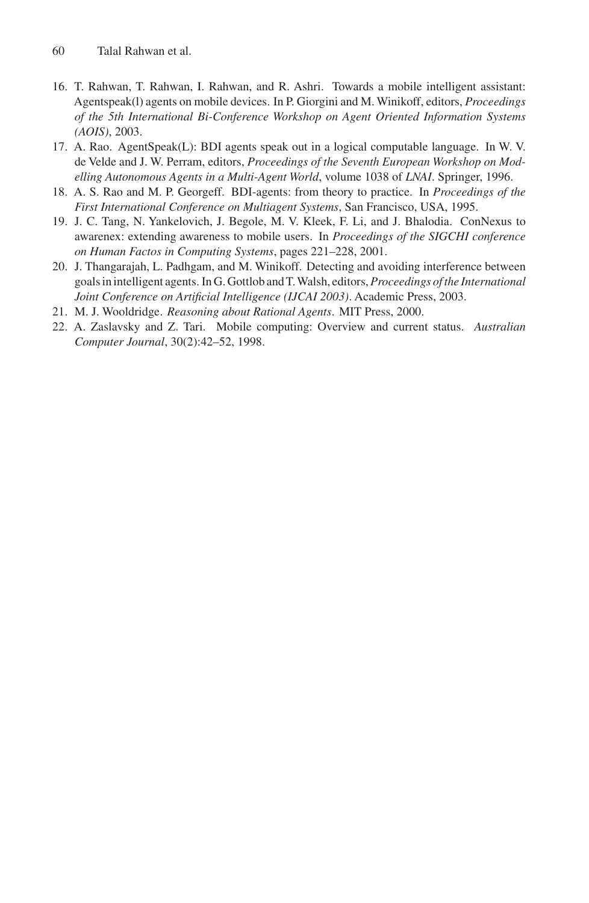16. T. Rahwan, T. Rahwan, I. Rahwan, and R. Ashri. Towards a mobile intelligent assistant: Agentspeak(l) agents on mobile devices. In P. Giorgini and M. Winikoff, editors, *Proceedings of the 5th International Bi-Conference Workshop on Agent Oriented Information Systems (AOIS)*, 2003.
17. A. Rao. AgentSpeak(L): BDI agents speak out in a logical computable language. In W. V. de Velde and J. W. Perram, editors, *Proceedings of the Seventh European Workshop on Modelling Autonomous Agents in a Multi-Agent World*, volume 1038 of *LNAI*. Springer, 1996.
18. A. S. Rao and M. P. Georgeff. BDI-agents: from theory to practice. In *Proceedings of the First International Conference on Multiagent Systems*, San Francisco, USA, 1995.
19. J. C. Tang, N. Yankelovich, J. Begole, M. V. Kleek, F. Li, and J. Bhalodia. ConNexus to awarenex: extending awareness to mobile users. In *Proceedings of the SIGCHI conference on Human Factos in Computing Systems*, pages 221–228, 2001.
20. J. Thangarajah, L. Padhgam, and M. Winikoff. Detecting and avoiding interference between goals in intelligent agents. In G. Gottlob and T. Walsh, editors, *Proceedings of the International Joint Conference on Artificial Intelligence (IJCAI 2003)*. Academic Press, 2003.
21. M. J. Wooldridge. *Reasoning about Rational Agents*. MIT Press, 2000.
22. A. Zaslavsky and Z. Tari. Mobile computing: Overview and current status. *Australian Computer Journal*, 30(2):42–52, 1998.